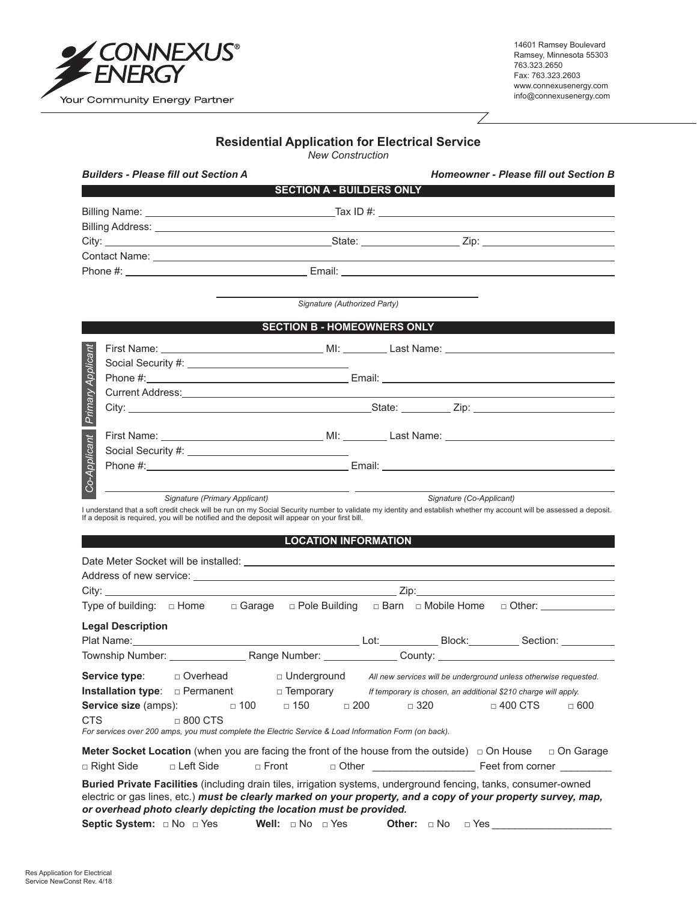CONNEXUS® ENERGY

Your Community Energy Partner

14601 Ramsey Boulevard
Ramsey, Minnesota 55303
763.323.2650
Fax: 763.323.2603
www.connexusenergy.com
info@connexusenergy.com

# Residential Application for Electrical Service

*New Construction*

***Builders - Please fill out Section A*** ***Homeowner - Please fill out Section B***

## SECTION A - BUILDERS ONLY

Billing Name: ______________________ Tax ID #: ______________________

Billing Address: ______________________

City: ______________________ State: __________ Zip: __________

Contact Name: ______________________

Phone #: ______________________ Email: ______________________

______________________
*Signature (Authorized Party)*

## SECTION B - HOMEOWNERS ONLY

*Primary Applicant*

First Name: ______________________ MI: ______ Last Name: ______________________

Social Security #: ______________________

Phone #: ______________________ Email: ______________________

Current Address: ______________________

City: ______________________ State: ______ Zip: __________

*Co-Applicant*

First Name: ______________________ MI: ______ Last Name: ______________________

Social Security #: ______________________

Phone #: ______________________ Email: ______________________

______________________ ______________________
*Signature (Primary Applicant)* *Signature (Co-Applicant)*

I understand that a soft credit check will be run on my Social Security number to validate my identity and establish whether my account will be assessed a deposit. If a deposit is required, you will be notified and the deposit will appear on your first bill.

## LOCATION INFORMATION

Date Meter Socket will be installed: ______________________

Address of new service: ______________________

City: ______________________ Zip: ______________________

Type of building: □ Home □ Garage □ Pole Building □ Barn □ Mobile Home □ Other: __________

**Legal Description**

Plat Name: ______________________ Lot: ________ Block: ________ Section: ________

Township Number: __________ Range Number: __________ County: ______________________

**Service type**: □ Overhead □ Underground *All new services will be underground unless otherwise requested.*

**Installation type**: □ Permanent □ Temporary *If temporary is chosen, an additional $210 charge will apply.*

**Service size** (amps): □ 100 □ 150 □ 200 □ 320 □ 400 CTS □ 600 CTS □ 800 CTS

*For services over 200 amps, you must complete the Electric Service & Load Information Form (on back).*

**Meter Socket Location** (when you are facing the front of the house from the outside) □ On House □ On Garage

□ Right Side □ Left Side □ Front □ Other _________________ Feet from corner ________

**Buried Private Facilities** (including drain tiles, irrigation systems, underground fencing, tanks, consumer-owned electric or gas lines, etc.) ***must be clearly marked on your property, and a copy of your property survey, map, or overhead photo clearly depicting the location must be provided.***

**Septic System:** □ No □ Yes **Well:** □ No □ Yes **Other:** □ No □ Yes ____________________

Res Application for Electrical Service NewConst Rev. 4/18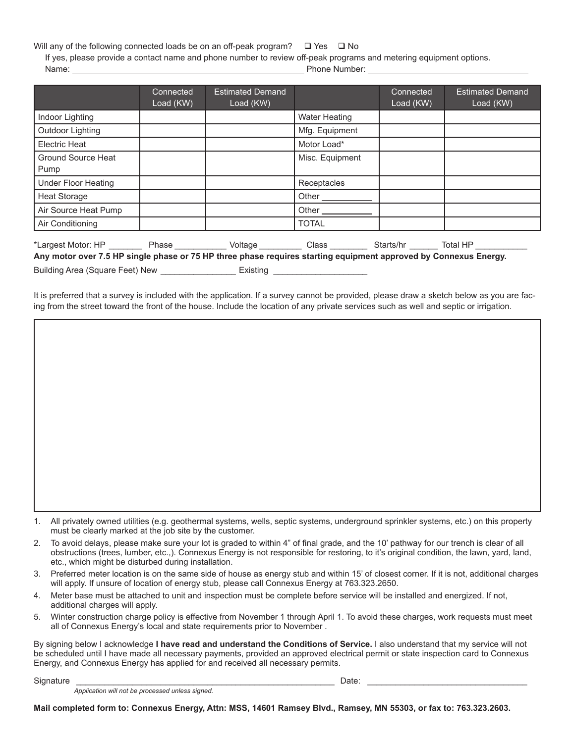Will any of the following connected loads be on an off-peak program? ❑ Yes ❑ No

If yes, please provide a contact name and phone number to review off-peak programs and metering equipment options.

Name: ____________________ Phone Number: ____________________

| | Connected Load (KW) | Estimated Demand Load (KW) | | Connected Load (KW) | Estimated Demand Load (KW) |
|---|---|---|---|---|---|
| Indoor Lighting | | | Water Heating | | |
| Outdoor Lighting | | | Mfg. Equipment | | |
| Electric Heat | | | Motor Load* | | |
| Ground Source Heat Pump | | | Misc. Equipment | | |
| Under Floor Heating | | | Receptacles | | |
| Heat Storage | | | Other ___________ | | |
| Air Source Heat Pump | | | Other ___________ | | |
| Air Conditioning | | | TOTAL | | |

*Largest Motor: HP _______ Phase ___________ Voltage _________ Class ________ Starts/hr ______ Total HP ___________

**Any motor over 7.5 HP single phase or 75 HP three phase requires starting equipment approved by Connexus Energy.**

Building Area (Square Feet) New ________________ Existing ____________________

It is preferred that a survey is included with the application. If a survey cannot be provided, please draw a sketch below as you are facing from the street toward the front of the house. Include the location of any private services such as well and septic or irrigation.

1. All privately owned utilities (e.g. geothermal systems, wells, septic systems, underground sprinkler systems, etc.) on this property must be clearly marked at the job site by the customer.
2. To avoid delays, please make sure your lot is graded to within 4" of final grade, and the 10' pathway for our trench is clear of all obstructions (trees, lumber, etc.,). Connexus Energy is not responsible for restoring, to it's original condition, the lawn, yard, land, etc., which might be disturbed during installation.
3. Preferred meter location is on the same side of house as energy stub and within 15' of closest corner. If it is not, additional charges will apply. If unsure of location of energy stub, please call Connexus Energy at 763.323.2650.
4. Meter base must be attached to unit and inspection must be complete before service will be installed and energized. If not, additional charges will apply.
5. Winter construction charge policy is effective from November 1 through April 1. To avoid these charges, work requests must meet all of Connexus Energy's local and state requirements prior to November .

By signing below I acknowledge **I have read and understand the Conditions of Service.** I also understand that my service will not be scheduled until I have made all necessary payments, provided an approved electrical permit or state inspection card to Connexus Energy, and Connexus Energy has applied for and received all necessary permits.

Signature ______________________________________________ Date: ______________________________

*Application will not be processed unless signed.*

**Mail completed form to: Connexus Energy, Attn: MSS, 14601 Ramsey Blvd., Ramsey, MN 55303, or fax to: 763.323.2603.**